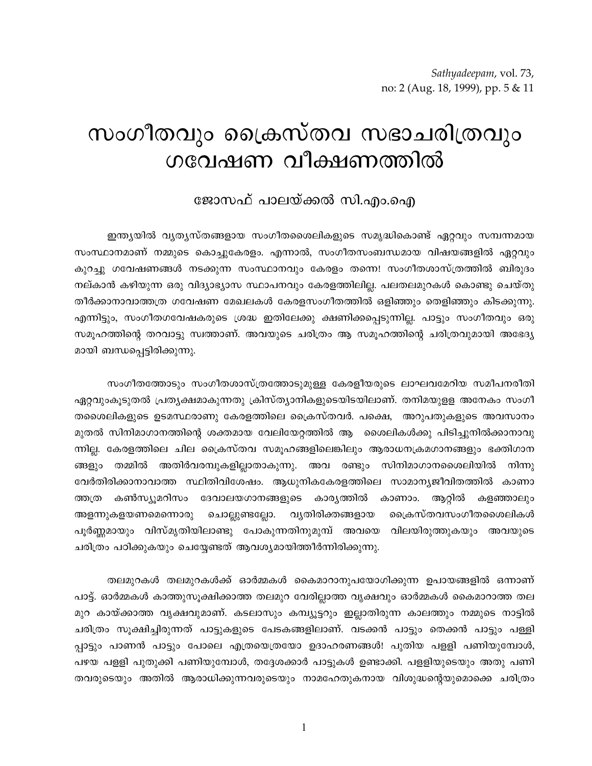*Sathyadeepam*, vol. 73, no: 2 (Aug. 18, 1999), pp. 5 & 11

# സംഗീതവും ക്രൈസ്തവ സഭാചരിത്രവും ഗവേഷണ വീക്ഷണത്തിൽ

### ജോസഫ് പാലയ്ക്കൽ സി.എം.ഐ

ഇന്ത്യയിൽ വ്യത്യസ്തങ്ങളായ സംഗീതശൈലികളുടെ സമൃദ്ധികൊണ്ട് ഏറ്റവും സമ്പന്നമായ സംസ്ഥാനമാണ് നമ്മുടെ കൊച്ചുകേരളം. എന്നാൽ, സംഗീതസംബന്ധമായ വിഷയങ്ങളിൽ ഏറ്റവും കുറച്ചു ഗവേഷണങ്ങൾ നടക്കുന്ന സംസ്ഥാനവും കേരളം തന്നെ! സംഗീതശാസ്ത്രത്തിൽ ബിരുദം നല്കാൻ കഴിയുന്ന ഒരു വിദ്യാഭ്യാസ സ്ഥാപനവും കേരളത്തിലില്ല. പലതലമുറകൾ കൊണ്ടു ചെയ്തു തീർക്കാനാവാത്തത്ര ഗവേഷണ മേഖലകൾ കേരളസംഗീതത്തിൽ ഒളിഞ്ഞും തെളിഞ്ഞും കിടക്കുന്നു. എന്നിട്ടും, സംഗീതഗവേഷകരുടെ ശ്രദ്ധ ഇതിലേക്കു ക്ഷണിക്കപ്പെടുന്നില്ല. പാട്ടും സംഗീതവും ഒരു സമൂഹത്തിന്റെ തറവാട്ടു സ്വത്താണ്. അവയുടെ ചരിത്രം ആ സമൂഹത്തിന്റെ ചരിത്രവുമായി അഭേദ്യമായി ബന്ധപ്പെട്ടിരിക്കുന്നു.

സംഗീതത്തോടും സംഗീതശാസ്ത്രത്തോടുമുള്ള കേരളീയരുടെ ലാഘവമേറിയ സമീപനരീതി ഏറ്റവുംകൂടുതൽ പ്രത്യക്ഷമാകുന്നതു ക്രിസ്ത്യാനികളുടെയിടയിലാണ്. തനിമയുള്ള അനേകം സംഗീതശൈലികളുടെ ഉടമസ്ഥരാണു കേരളത്തിലെ ക്രൈസ്തവർ. പക്ഷെ, അറുപതുകളുടെ അവസാനം മുതൽ സിനിമാഗാനത്തിന്റെ ശക്തമായ വേലിയേറ്റത്തിൽ ആ ശൈലികൾക്കു പിടിച്ചുനിൽക്കാനാവുന്നില്ല. കേരളത്തിലെ ചില ക്രൈസ്തവ സമൂഹങ്ങളിലെങ്കിലും ആരാധനക്രമഗാനങ്ങളും ഭക്തിഗാനങ്ങളും തമ്മിൽ അതിർവരമ്പുകളില്ലാതാകുന്നു. അവ രണ്ടും സിനിമാഗാനശൈലിയിൽ നിന്നു വേർതിരിക്കാനാവാത്ത സ്ഥിതിവിശേഷം. ആധുനികകേരളത്തിലെ സാമാന്യജീവിതത്തിൽ കാണാത്തത്ര കൺസ്യൂമറിസം ദേവാലയഗാനങ്ങളുടെ കാര്യത്തിൽ കാണാം. ആറ്റിൽ കളഞ്ഞാലും അളന്നുകളയണമെന്നൊരു ചൊല്ലുണ്ടല്ലോ. വ്യതിരിക്തങ്ങളായ ക്രൈസ്തവസംഗീതശൈലികൾ പൂർണ്ണമായും വിസ്മൃതിയിലാണ്ടു പോകുന്നതിനുമുമ്പ് അവയെ വിലയിരുത്തുകയും അവയുടെ ചരിത്രം പഠിക്കുകയും ചെയ്യേണ്ടത് ആവശ്യമായിത്തീർന്നിരിക്കുന്നു.

തലമുറകൾ തലമുറകൾക്ക് ഓർമ്മകൾ കൈമാറാനുപയോഗിക്കുന്ന ഉപായങ്ങളിൽ ഒന്നാണ് പാട്ട്. ഓർമ്മകൾ കാത്തുസൂക്ഷിക്കാത്ത തലമുറ വേരില്ലാത്ത വൃക്ഷവും ഓർമ്മകൾ കൈമാറാത്ത തലമുറ കായ്ക്കാത്ത വൃക്ഷവുമാണ്. കടലാസും കമ്പ്യൂട്ടറും ഇല്ലാതിരുന്ന കാലത്തും നമ്മുടെ നാട്ടിൽ ചരിത്രം സൂക്ഷിച്ചിരുന്നത് പാട്ടുകളുടെ പേടകങ്ങളിലാണ്. വടക്കൻ പാട്ടും തെക്കൻ പാട്ടും പള്ളിപ്പാട്ടും പാണൻ പാട്ടും പോലെ എത്രയെത്രയോ ഉദാഹരണങ്ങൾ! പുതിയ പള്ളി പണിയുമ്പോൾ, പഴയ പള്ളി പുതുക്കി പണിയുമ്പോൾ, തദ്ദേശക്കാർ പാട്ടുകൾ ഉണ്ടാക്കി. പള്ളിയുടെയും അതു പണിതവരുടെയും അതിൽ ആരാധിക്കുന്നവരുടെയും നാമഹേതുകനായ വിശുദ്ധന്റെയുമൊക്കെ ചരിത്രം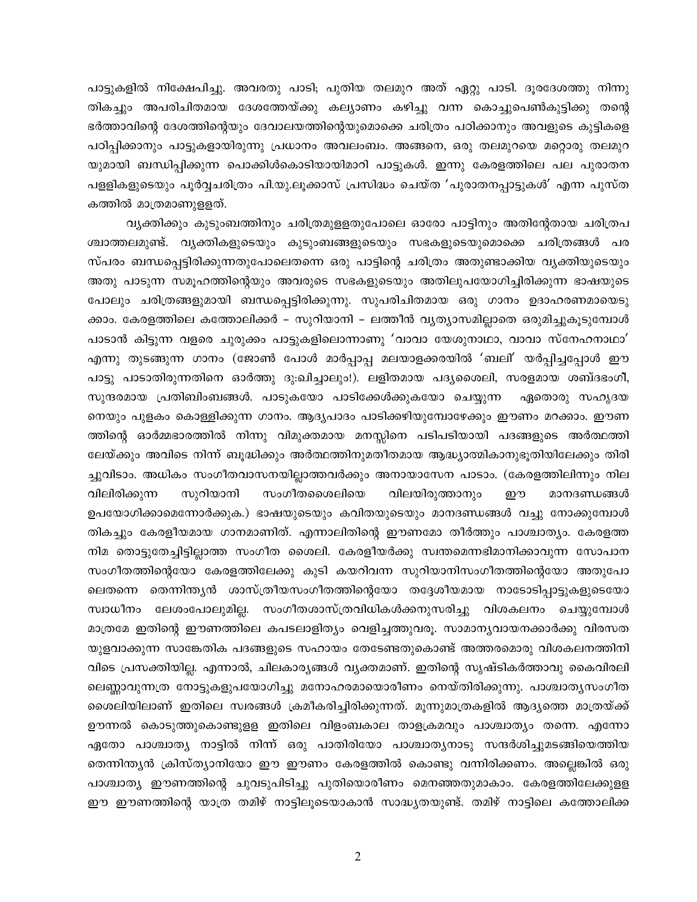പാട്ടുകളിൽ നിക്ഷേപിച്ചു. അവരതു പാടി; പുതിയ തലമുറ അത് ഏറ്റു പാടി. ദൂരദേശത്തു നിന്നു തികച്ചും അപരിചിതമായ ദേശത്തേയ്ക്കു കല്യാണം കഴിച്ചു വന്ന കൊച്ചുപെൺകുട്ടിക്കു തന്റെ ഭർത്താവിന്റെ ദേശത്തിന്റെയും ദേവാലയത്തിന്റെയുമൊക്കെ ചരിത്രം പഠിക്കാനും അവളുടെ കുട്ടികളെ പഠിപ്പിക്കാനും പാട്ടുകളായിരുന്നു പ്രധാനം അവലംബം. അങ്ങനെ, ഒരു തലമുറയെ മറ്റൊരു തലമുറയുമായി ബന്ധിപ്പിക്കുന്ന പൊക്കിൾകൊടിയായിമാറി പാട്ടുകൾ. ഇന്നു കേരളത്തിലെ പല പുരാതന പള്ളികളുടെയും പൂർവ്വചരിത്രം പി.യു.ലൂക്കാസ് പ്രസിദ്ധം ചെയ്ത 'പുരാതനപ്പാട്ടുകൾ' എന്ന പുസ്തകത്തിൽ മാത്രമാണുള്ളത്.

വ്യക്തിക്കും കുടുംബത്തിനും ചരിത്രമുള്ളതുപോലെ ഓരോ പാട്ടിനും അതിന്റേതായ ചരിത്രപശ്ചാത്തലമുണ്ട്. വ്യക്തികളുടെയും കുടുംബങ്ങളുടെയും സഭകളുടെയുമൊക്കെ ചരിത്രങ്ങൾ പരസ്പരം ബന്ധപ്പെട്ടിരിക്കുന്നതുപോലെതന്നെ ഒരു പാട്ടിന്റെ ചരിത്രം അതുണ്ടാക്കിയ വ്യക്തിയുടെയും അതു പാടുന്ന സമൂഹത്തിന്റെയും അവരുടെ സഭകളുടെയും അതിലുപയോഗിച്ചിരിക്കുന്ന ഭാഷയുടെ പോലും ചരിത്രങ്ങളുമായി ബന്ധപ്പെട്ടിരിക്കുന്നു. സുപരിചിതമായ ഒരു ഗാനം ഉദാഹരണമായെടുക്കാം. കേരളത്തിലെ കത്തോലിക്കർ – സുറിയാനി – ലത്തീൻ വ്യത്യാസമില്ലാതെ ഒരുമിച്ചുകൂടുമ്പോൾ പാടാൻ കിട്ടുന്ന വളരെ ചുരുക്കം പാട്ടുകളിലൊന്നാണു 'വാവാ യേശുനാഥാ, വാവാ സ്നേഹനാഥാ' എന്നു തുടങ്ങുന്ന ഗാനം (ജോൺ പോൾ മാർപ്പാപ്പ മലയാളക്കരയിൽ 'ബലി' യർപ്പിച്ചപ്പോൾ ഈ പാട്ടു പാടാതിരുന്നതിനെ ഓർത്തു ദുഃഖിച്ചാലും!). ലളിതമായ പദ്യശൈലി, സരളമായ ശബ്ദഭംഗി, സുന്ദരമായ പ്രതിബിംബങ്ങൾ. പാടുകയോ പാടിക്കേൾക്കുകയോ ചെയ്യുന്ന ഏതൊരു സഹൃദയനെയും പുളകം കൊള്ളിക്കുന്ന ഗാനം. ആദ്യപാദം പാടിക്കഴിയുമ്പോഴേക്കും ഈണം മറക്കാം. ഈണത്തിന്റെ ഓർമ്മഭാരത്തിൽ നിന്നു വിമുക്തമായ മനസ്സിനെ പടിപടിയായി പദങ്ങളുടെ അർത്ഥത്തിലേയ്ക്കും അവിടെ നിന്ന് ബുദ്ധിക്കും അർത്ഥത്തിനുമതീതമായ ആദ്ധ്യാത്മികാനുഭൂതിയിലേക്കും തിരിച്ചുവിടാം. അധികം സംഗീതവാസനയില്ലാത്തവർക്കും അനായാസേന പാടാം. (കേരളത്തിലിന്നും നിലവിലിരിക്കുന്ന സുറിയാനി സംഗീതശൈലിയെ വിലയിരുത്താനും ഈ മാനദണ്ഡങ്ങൾ ഉപയോഗിക്കാമെന്നോർക്കുക.) ഭാഷയുടെയും കവിതയുടെയും മാനദണ്ഡങ്ങൾ വച്ചു നോക്കുമ്പോൾ തികച്ചും കേരളീയമായ ഗാനമാണിത്. എന്നാലിതിന്റെ ഈണമോ തീർത്തും പാശ്ചാത്യം. കേരളത്തനിമ തൊട്ടുതേച്ചിട്ടില്ലാത്ത സംഗീത ശൈലി. കേരളീയർക്കു സ്വന്തമെന്നഭിമാനിക്കാവുന്ന സോപാന സംഗീതത്തിന്റെയോ കേരളത്തിലേക്കു കുടി കയറിവന്ന സുറിയാനിസംഗീതത്തിന്റെയോ അതുപോലെതന്നെ തെന്നിന്ത്യൻ ശാസ്ത്രീയസംഗീതത്തിന്റെയോ തദ്ദേശീയമായ നാടോടിപ്പാട്ടുകളുടെയോ സ്വാധീനം ലേശംപോലുമില്ല. സംഗീതശാസ്ത്രവിധികൾക്കനുസരിച്ചു വിശകലനം ചെയ്യുമ്പോൾ മാത്രമേ ഇതിന്റെ ഈണത്തിലെ കപടലാളിത്യം വെളിച്ചത്തുവരൂ. സാമാന്യവായനക്കാർക്കു വിരസതയുളവാക്കുന്ന സാങ്കേതിക പദങ്ങളുടെ സഹായം തേടേണ്ടതുകൊണ്ട് അത്തരമൊരു വിശകലനത്തിനിവിടെ പ്രസക്തിയില്ല. എന്നാൽ, ചിലകാര്യങ്ങൾ വ്യക്തമാണ്. ഇതിന്റെ സൃഷ്ടികർത്താവു കൈവിരലിലെണ്ണാവുന്നത്ര നോട്ടുകളുപയോഗിച്ചു മനോഹരമായൊരീണം നെയ്തിരിക്കുന്നു. പാശ്ചാത്യസംഗീതശൈലിയിലാണ് ഇതിലെ സ്വരങ്ങൾ ക്രമീകരിച്ചിരിക്കുന്നത്. മൂന്നുമാത്രകളിൽ ആദ്യത്തെ മാത്രയ്ക്ക് ഊന്നൽ കൊടുത്തുകൊണ്ടുള്ള ഇതിലെ വിളംബകാല താളക്രമവും പാശ്ചാത്യം തന്നെ. എന്നോ ഏതോ പാശ്ചാത്യ നാട്ടിൽ നിന്ന് ഒരു പാതിരിയോ പാശ്ചാത്യനാടു സന്ദർശിച്ചുമടങ്ങിയെത്തിയ തെന്നിന്ത്യൻ ക്രിസ്ത്യാനിയോ ഈ ഈണം കേരളത്തിൽ കൊണ്ടു വന്നിരിക്കണം. അല്ലെങ്കിൽ ഒരു പാശ്ചാത്യ ഈണത്തിന്റെ ചുവടുപിടിച്ചു പുതിയൊരീണം മെനഞ്ഞതുമാകാം. കേരളത്തിലേക്കുള്ള ഈ ഈണത്തിന്റെ യാത്ര തമിഴ് നാട്ടിലൂടെയാകാൻ സാദ്ധ്യതയുണ്ട്. തമിഴ് നാട്ടിലെ കത്തോലിക്ക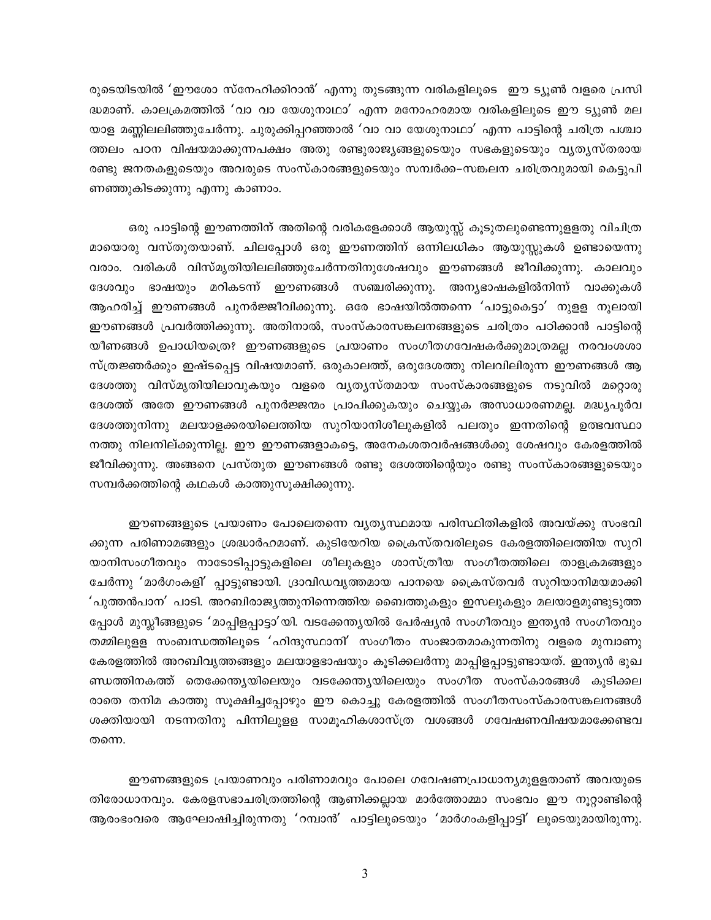രുടെയിടയിൽ 'ഈശോ സ്നേഹിക്കിറാൻ' എന്നു തുടങ്ങുന്ന വരികളിലൂടെ ഈ ട്യൂൺ വളരെ പ്രസിദ്ധമാണ്. കാലക്രമത്തിൽ 'വാ വാ യേശുനാഥാ' എന്ന മനോഹരമായ വരികളിലൂടെ ഈ ട്യൂൺ മലയാള മണ്ണിലലിഞ്ഞുചേർന്നു. ചുരുക്കിപ്പറഞ്ഞാൽ 'വാ വാ യേശുനാഥാ' എന്ന പാട്ടിന്റെ ചരിത്ര പശ്ചാത്തലം പഠന വിഷയമാക്കുന്നപക്ഷം അതു രണ്ടുരാജ്യങ്ങളുടെയും സഭകളുടെയും വ്യത്യസ്തരായ രണ്ടു ജനതകളുടെയും അവരുടെ സംസ്കാരങ്ങളുടെയും സമ്പർക്ക-സങ്കലന ചരിത്രവുമായി കെട്ടുപിണഞ്ഞുകിടക്കുന്നു എന്നു കാണാം.

ഒരു പാട്ടിന്റെ ഈണത്തിന് അതിന്റെ വരികളേക്കാൾ ആയുസ്സ് കൂടുതലുണ്ടെന്നുള്ളതു വിചിത്രമായൊരു വസ്തുതയാണ്. ചിലപ്പോൾ ഒരു ഈണത്തിന് ഒന്നിലധികം ആയുസ്സുകൾ ഉണ്ടായെന്നു വരാം. വരികൾ വിസ്മൃതിയിലലിഞ്ഞുചേർന്നതിനുശേഷവും ഈണങ്ങൾ ജീവിക്കുന്നു. കാലവും ദേശവും ഭാഷയും മറികടന്ന് ഈണങ്ങൾ സഞ്ചരിക്കുന്നു. അന്യഭാഷകളിൽനിന്ന് വാക്കുകൾ ആഹരിച്ച് ഈണങ്ങൾ പുനർജ്ജീവിക്കുന്നു. ഒരേ ഭാഷയിൽത്തന്നെ 'പാട്ടുകെട്ടാ' നുള്ള നൂലായി ഈണങ്ങൾ പ്രവർത്തിക്കുന്നു. അതിനാൽ, സംസ്കാരസങ്കലനങ്ങളുടെ ചരിത്രം പഠിക്കാൻ പാട്ടിന്റെയീണങ്ങൾ ഉപാധിയത്രെ? ഈണങ്ങളുടെ പ്രയാണം സംഗീതഗവേഷകർക്കുമാത്രമല്ല നരവംശശാസ്ത്രജ്ഞർക്കും ഇഷ്ടപ്പെട്ട വിഷയമാണ്. ഒരുകാലത്ത്, ഒരുദേശത്തു നിലവിലിരുന്ന ഈണങ്ങൾ ആ ദേശത്തു വിസ്മൃതിയിലാവുകയും വളരെ വ്യത്യസ്തമായ സംസ്കാരങ്ങളുടെ നടുവിൽ മറ്റൊരു ദേശത്ത് അതേ ഈണങ്ങൾ പുനർജ്ജന്മം പ്രാപിക്കുകയും ചെയ്യുക അസാധാരണമല്ല. മദ്ധ്യപൂർവ ദേശത്തുനിന്നു മലയാളക്കരയിലെത്തിയ സുറിയാനിശീലുകളിൽ പലതും ഇന്നതിന്റെ ഉത്ഭവസ്ഥാനത്തു നിലനില്ക്കുന്നില്ല. ഈ ഈണങ്ങളാകട്ടെ, അനേകശതവർഷങ്ങൾക്കു ശേഷവും കേരളത്തിൽ ജീവിക്കുന്നു. അങ്ങനെ പ്രസ്തുത ഈണങ്ങൾ രണ്ടു ദേശത്തിന്റെയും രണ്ടു സംസ്കാരങ്ങളുടെയും സമ്പർക്കത്തിന്റെ കഥകൾ കാത്തുസൂക്ഷിക്കുന്നു.

ഈണങ്ങളുടെ പ്രയാണം പോലെതന്നെ വ്യത്യസ്ഥമായ പരിസ്ഥിതികളിൽ അവയ്ക്കു സംഭവിക്കുന്ന പരിണാമങ്ങളും ശ്രദ്ധാർഹമാണ്. കുടിയേറിയ ക്രൈസ്തവരിലൂടെ കേരളത്തിലെത്തിയ സുറിയാനിസംഗീതവും നാടോടിപ്പാട്ടുകളിലെ ശീലുകളും ശാസ്ത്രീയ സംഗീതത്തിലെ താളക്രമങ്ങളും ചേർന്നു 'മാർഗംകളി' പ്പാട്ടുണ്ടായി. ദ്രാവിഡവൃത്തമായ പാനയെ ക്രൈസ്തവർ സുറിയാനിമയമാക്കി 'പുത്തൻപാന' പാടി. അറബിരാജ്യത്തുനിന്നെത്തിയ ബൈത്തുകളും ഇസലുകളും മലയാളമുണ്ടുടുത്തപ്പോൾ മുസ്ലീങ്ങളുടെ 'മാപ്പിളപ്പാട്ടാ'യി. വടക്കേന്ത്യയിൽ പേർഷ്യൻ സംഗീതവും ഇന്ത്യൻ സംഗീതവും തമ്മിലുള്ള സംബന്ധത്തിലൂടെ 'ഹിന്ദുസ്ഥാനി' സംഗീതം സംജാതമാകുന്നതിനു വളരെ മുമ്പാണു കേരളത്തിൽ അറബിവൃത്തങ്ങളും മലയാളഭാഷയും കൂടിക്കലർന്നു മാപ്പിളപ്പാട്ടുണ്ടായത്. ഇന്ത്യൻ ഭൂഖണ്ഡത്തിനകത്ത് തെക്കേന്ത്യയിലെയും വടക്കേന്ത്യയിലെയും സംഗീത സംസ്കാരങ്ങൾ കൂടിക്കലരാതെ തനിമ കാത്തു സൂക്ഷിച്ചപ്പോഴും ഈ കൊച്ചു കേരളത്തിൽ സംഗീതസംസ്കാരസങ്കലനങ്ങൾ ശക്തിയായി നടന്നതിനു പിന്നിലുള്ള സാമൂഹികശാസ്ത്ര വശങ്ങൾ ഗവേഷണവിഷയമാക്കേണ്ടവ തന്നെ.

ഈണങ്ങളുടെ പ്രയാണവും പരിണാമവും പോലെ ഗവേഷണപ്രാധാന്യമുള്ളതാണ് അവയുടെ തിരോധാനവും. കേരളസഭാചരിത്രത്തിന്റെ ആണിക്കല്ലായ മാർത്തോമ്മാ സംഭവം ഈ നൂറ്റാണ്ടിന്റെ ആരംഭംവരെ ആഘോഷിച്ചിരുന്നതു 'റമ്പാൻ' പാട്ടിലൂടെയും 'മാർഗംകളിപ്പാട്ടി' ലൂടെയുമായിരുന്നു.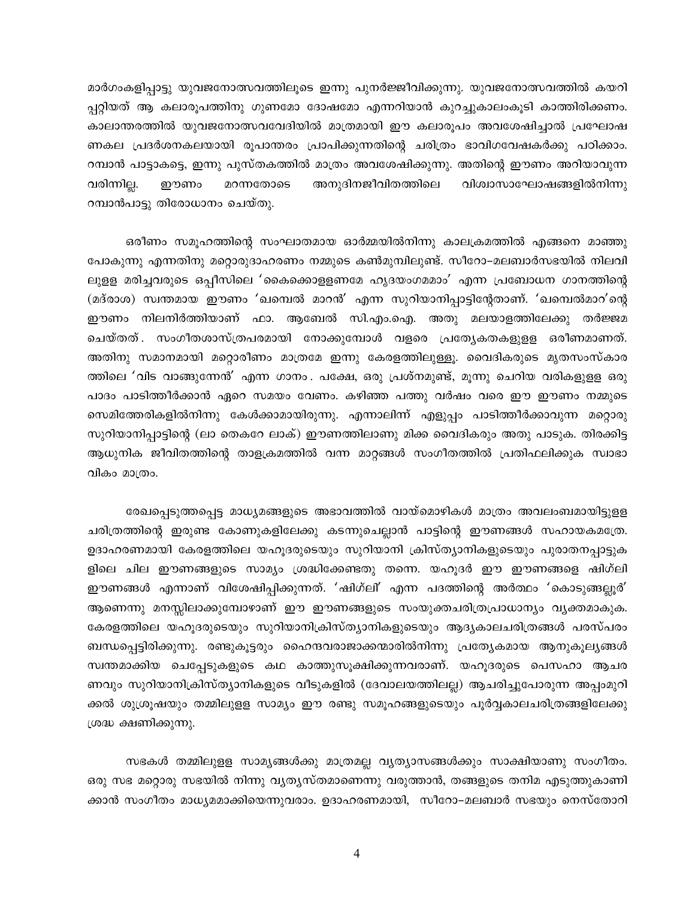മാർഗംകളിപ്പാട്ടു യുവജനോത്സവത്തിലൂടെ ഇന്നു പുനർജ്ജീവിക്കുന്നു. യുവജനോത്സവത്തിൽ കയറിപ്പറ്റിയത് ആ കലാരൂപത്തിനു ഗുണമോ ദോഷമോ എന്നറിയാൻ കുറച്ചുകാലംകൂടി കാത്തിരിക്കണം. കാലാന്തരത്തിൽ യുവജനോത്സവവേദിയിൽ മാത്രമായി ഈ കലാരൂപം അവശേഷിച്ചാൽ പ്രഘോഷണകല പ്രദർശനകലയായി രൂപാന്തരം പ്രാപിക്കുന്നതിന്റെ ചരിത്രം ഭാവിഗവേഷകർക്കു പഠിക്കാം. റമ്പാൻ പാട്ടാകട്ടെ, ഇന്നു പുസ്തകത്തിൽ മാത്രം അവശേഷിക്കുന്നു. അതിന്റെ ഈണം അറിയാവുന്ന വരിന്നില്ല. ഈണം മറന്നതോടെ അനുദിനജീവിതത്തിലെ വിശ്വാസാഘോഷങ്ങളിൽനിന്നു റമ്പാൻപാട്ടു തിരോധാനം ചെയ്തു.

ഒരീണം സമൂഹത്തിന്റെ സംഘാതമായ ഓർമ്മയിൽനിന്നു കാലക്രമത്തിൽ എങ്ങനെ മാഞ്ഞുപോകുന്നു എന്നതിനു മറ്റൊരുദാഹരണം നമ്മുടെ കൺമുമ്പിലുണ്ട്. സീറോ-മലബാർസഭയിൽ നിലവിലുള്ള മരിച്ചവരുടെ ഒപ്പീസിലെ 'കൈക്കൊള്ളണമേ ഹൃദയംഗമമാം' എന്ന പ്രബോധന ഗാനത്തിന്റെ (മദ്‌രാശ) സ്വന്തമായ ഈണം 'ഖമ്പെൽ മാറൻ' എന്ന സുറിയാനിപ്പാട്ടിന്റേതാണ്. 'ഖമ്പെൽമാറ'ന്റെ ഈണം നിലനിർത്തിയാണ് ഫാ. ആബേൽ സി.എം.ഐ. അതു മലയാളത്തിലേക്കു തർജ്ജമ ചെയ്തത്. സംഗീതശാസ്ത്രപരമായി നോക്കുമ്പോൾ വളരെ പ്രത്യേകതകളുള്ള ഒരീണമാണത്. അതിനു സമാനമായി മറ്റൊരീണം മാത്രമേ ഇന്നു കേരളത്തിലുള്ളൂ. വൈദികരുടെ മൃതസംസ്കാരത്തിലെ 'വിട വാങ്ങുന്നേൻ' എന്ന ഗാനം. പക്ഷേ, ഒരു പ്രശ്നമുണ്ട്, മൂന്നു ചെറിയ വരികളുള്ള ഒരു പാദം പാടിത്തീർക്കാൻ ഏറെ സമയം വേണം. കഴിഞ്ഞ പത്തു വർഷം വരെ ഈ ഈണം നമ്മുടെ സെമിത്തേരികളിൽനിന്നു കേൾക്കാമായിരുന്നു. എന്നാലിന്ന് എളുപ്പം പാടിത്തീർക്കാവുന്ന മറ്റൊരു സുറിയാനിപ്പാട്ടിന്റെ (ലാ തെകറേ ലാക്) ഈണത്തിലാണു മിക്ക വൈദികരും അതു പാടുക. തിരക്കിട്ട ആധുനിക ജീവിതത്തിന്റെ താളക്രമത്തിൽ വന്ന മാറ്റങ്ങൾ സംഗീതത്തിൽ പ്രതിഫലിക്കുക സ്വാഭാവികം മാത്രം.

രേഖപ്പെടുത്തപ്പെട്ട മാധ്യമങ്ങളുടെ അഭാവത്തിൽ വായ്മൊഴികൾ മാത്രം അവലംബമായിട്ടുള്ള ചരിത്രത്തിന്റെ ഇരുണ്ട കോണുകളിലേക്കു കടന്നുചെല്ലാൻ പാട്ടിന്റെ ഈണങ്ങൾ സഹായകമത്രേ. ഉദാഹരണമായി കേരളത്തിലെ യഹൂദരുടെയും സുറിയാനി ക്രിസ്ത്യാനികളുടെയും പുരാതനപ്പാട്ടുകളിലെ ചില ഈണങ്ങളുടെ സാമ്യം ശ്രദ്ധിക്കേണ്ടതു തന്നെ. യഹൂദർ ഈ ഈണങ്ങളെ ഷിഗ്‌ലി ഈണങ്ങൾ എന്നാണ് വിശേഷിപ്പിക്കുന്നത്. 'ഷിഗ്‌ലി' എന്ന പദത്തിന്റെ അർത്ഥം 'കൊടുങ്ങല്ലൂർ' ആണെന്നു മനസ്സിലാക്കുമ്പോഴാണ് ഈ ഈണങ്ങളുടെ സംയുക്തചരിത്രപ്രാധാന്യം വ്യക്തമാകുക. കേരളത്തിലെ യഹൂദരുടെയും സുറിയാനിക്രിസ്ത്യാനികളുടെയും ആദ്യകാലചരിത്രങ്ങൾ പരസ്പരം ബന്ധപ്പെട്ടിരിക്കുന്നു. രണ്ടുകൂട്ടരും ഹൈന്ദവരാജാക്കന്മാരിൽനിന്നു പ്രത്യേകമായ ആനുകൂല്യങ്ങൾ സ്വന്തമാക്കിയ ചെപ്പേടുകളുടെ കഥ കാത്തുസൂക്ഷിക്കുന്നവരാണ്. യഹൂദരുടെ പെസഹാ ആചരണവും സുറിയാനിക്രിസ്ത്യാനികളുടെ വീടുകളിൽ (ദേവാലയത്തിലല്ല) ആചരിച്ചുപോരുന്ന അപ്പംമുറിക്കൽ ശുശ്രൂഷയും തമ്മിലുള്ള സാമ്യം ഈ രണ്ടു സമൂഹങ്ങളുടെയും പൂർവ്വകാലചരിത്രങ്ങളിലേക്കു ശ്രദ്ധ ക്ഷണിക്കുന്നു.

സഭകൾ തമ്മിലുള്ള സാമ്യങ്ങൾക്കു മാത്രമല്ല വ്യത്യാസങ്ങൾക്കും സാക്ഷിയാണു സംഗീതം. ഒരു സഭ മറ്റൊരു സഭയിൽ നിന്നു വ്യത്യസ്തമാണെന്നു വരുത്താൻ, തങ്ങളുടെ തനിമ എടുത്തുകാണിക്കാൻ സംഗീതം മാധ്യമമാക്കിയെന്നുവരാം. ഉദാഹരണമായി, സീറോ-മലബാർ സഭയും നെസ്തോറി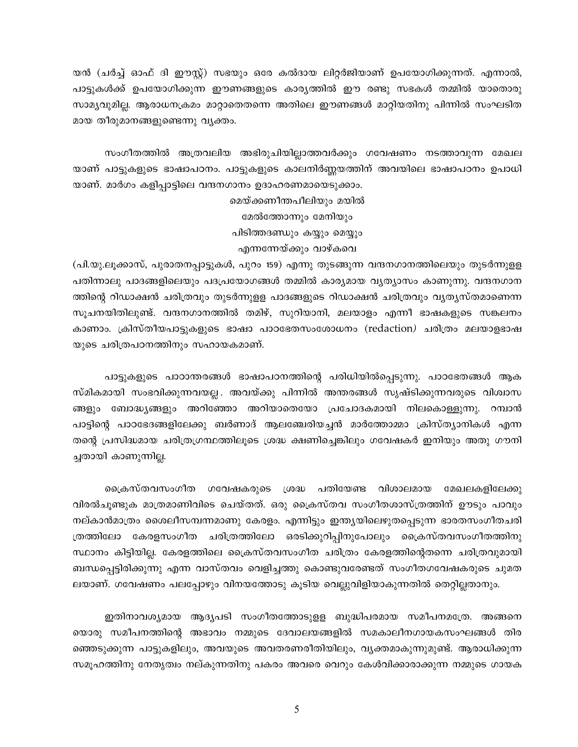യൻ (ചർച്ച് ഓഫ് ദി ഈസ്റ്റ്) സഭയും ഒരേ കൽദായ ലിറ്റർജിയാണ് ഉപയോഗിക്കുന്നത്. എന്നാൽ, പാട്ടുകൾക്ക് ഉപയോഗിക്കുന്ന ഈണങ്ങളുടെ കാര്യത്തിൽ ഈ രണ്ടു സഭകൾ തമ്മിൽ യാതൊരു സാമ്യവുമില്ല. ആരാധനക്രമം മാറ്റാതെതന്നെ അതിലെ ഈണങ്ങൾ മാറ്റിയതിനു പിന്നിൽ സംഘടിതമായ തീരുമാനങ്ങളുണ്ടെന്നു വ്യക്തം.

സംഗീതത്തിൽ അത്രവലിയ അഭിരുചിയില്ലാത്തവർക്കും ഗവേഷണം നടത്താവുന്ന മേഖലയാണ് പാട്ടുകളുടെ ഭാഷാപഠനം. പാട്ടുകളുടെ കാലനിർണ്ണയത്തിന് അവയിലെ ഭാഷാപഠനം ഉപാധിയാണ്. മാർഗം കളിപ്പാട്ടിലെ വന്ദനഗാനം ഉദാഹരണമായെടുക്കാം.

മെയ്ക്കണീന്തപീലിയും മയിൽ
മേൽത്തോന്നും മേനിയും
പിടിത്തദണ്ഡും കയ്യും മെയ്യും
എന്നന്നേയ്ക്കും വാഴ്കവെ

(പി.യു.ലൂക്കാസ്, പുരാതനപ്പാട്ടുകൾ, പുറം 159) എന്നു തുടങ്ങുന്ന വന്ദനഗാനത്തിലെയും തുടർന്നുള്ള പതിന്നാലു പാദങ്ങളിലെയും പദപ്രയോഗങ്ങൾ തമ്മിൽ കാര്യമായ വ്യത്യാസം കാണുന്നു. വന്ദനഗാനത്തിന്റെ റിഡാക്ഷൻ ചരിത്രവും തുടർന്നുള്ള പാദങ്ങളുടെ റിഡാക്ഷൻ ചരിത്രവും വ്യത്യസ്തമാണെന്ന സൂചനയിതിലുണ്ട്. വന്ദനഗാനത്തിൽ തമിഴ്, സുറിയാനി, മലയാളം എന്നീ ഭാഷകളുടെ സങ്കലനം കാണാം. ക്രിസ്തീയപാട്ടുകളുടെ ഭാഷാ പാഠഭേതസംശോധനം (redaction) ചരിത്രം മലയാളഭാഷയുടെ ചരിത്രപഠനത്തിനും സഹായകമാണ്.

പാട്ടുകളുടെ പാഠാന്തരങ്ങൾ ഭാഷാപഠനത്തിന്റെ പരിധിയിൽപ്പെടുന്നു. പാഠഭേതങ്ങൾ ആകസ്മികമായി സംഭവിക്കുന്നവയല്ല. അവയ്ക്കു പിന്നിൽ അന്തരങ്ങൾ സൃഷ്ടിക്കുന്നവരുടെ വിശ്വാസങ്ങളും ബോദ്ധ്യങ്ങളും അറിഞ്ഞോ അറിയാതെയോ പ്രചോദകമായി നിലകൊള്ളുന്നു. റമ്പാൻ പാട്ടിന്റെ പാഠഭേദങ്ങളിലേക്കു ബർണാദ് ആലഞ്ചേരിയച്ചൻ മാർത്തോമ്മാ ക്രിസ്ത്യാനികൾ എന്ന തന്റെ പ്രസിദ്ധമായ ചരിത്രഗ്രന്ഥത്തിലൂടെ ശ്രദ്ധ ക്ഷണിച്ചെങ്കിലും ഗവേഷകർ ഇനിയും അതു ഗൗനിച്ചതായി കാണുന്നില്ല.

ക്രൈസ്തവസംഗീത ഗവേഷകരുടെ ശ്രദ്ധ പതിയേണ്ട വിശാലമായ മേഖലകളിലേക്കു വിരൽചൂണ്ടുക മാത്രമാണിവിടെ ചെയ്തത്. ഒരു ക്രൈസ്തവ സംഗീതശാസ്ത്രത്തിന് ഊടും പാവും നല്കാൻമാത്രം ശൈലീസമ്പന്നമാണു കേരളം. എന്നിട്ടും ഇന്ത്യയിലെഴുതപ്പെടുന്ന ഭാരതസംഗീതചരിത്രത്തിലോ കേരളസംഗീത ചരിത്രത്തിലോ ഒരടിക്കുറിപ്പിനുപോലും ക്രൈസ്തവസംഗീതത്തിനു സ്ഥാനം കിട്ടിയില്ല. കേരളത്തിലെ ക്രൈസ്തവസംഗീത ചരിത്രം കേരളത്തിന്റെതന്നെ ചരിത്രവുമായി ബന്ധപ്പെട്ടിരിക്കുന്നു എന്ന വാസ്തവം വെളിച്ചത്തു കൊണ്ടുവരേണ്ടത് സംഗീതഗവേഷകരുടെ ചുമതലയാണ്. ഗവേഷണം പലപ്പോഴും വിനയത്തോടു കൂടിയ വെല്ലുവിളിയാകുന്നതിൽ തെറ്റില്ലതാനും.

ഇതിനാവശ്യമായ ആദ്യപടി സംഗീതത്തോടുള്ള ബുദ്ധിപരമായ സമീപനമത്രേ. അങ്ങനെയൊരു സമീപനത്തിന്റെ അഭാവം നമ്മുടെ ദേവാലയങ്ങളിൽ സമകാലീനഗായകസംഘങ്ങൾ തിരഞ്ഞെടുക്കുന്ന പാട്ടുകളിലും, അവയുടെ അവതരണരീതിയിലും, വ്യക്തമാകുന്നുമുണ്ട്. ആരാധിക്കുന്ന സമൂഹത്തിനു നേതൃത്വം നല്കുന്നതിനു പകരം അവരെ വെറും കേൾവിക്കാരാക്കുന്ന നമ്മുടെ ഗായക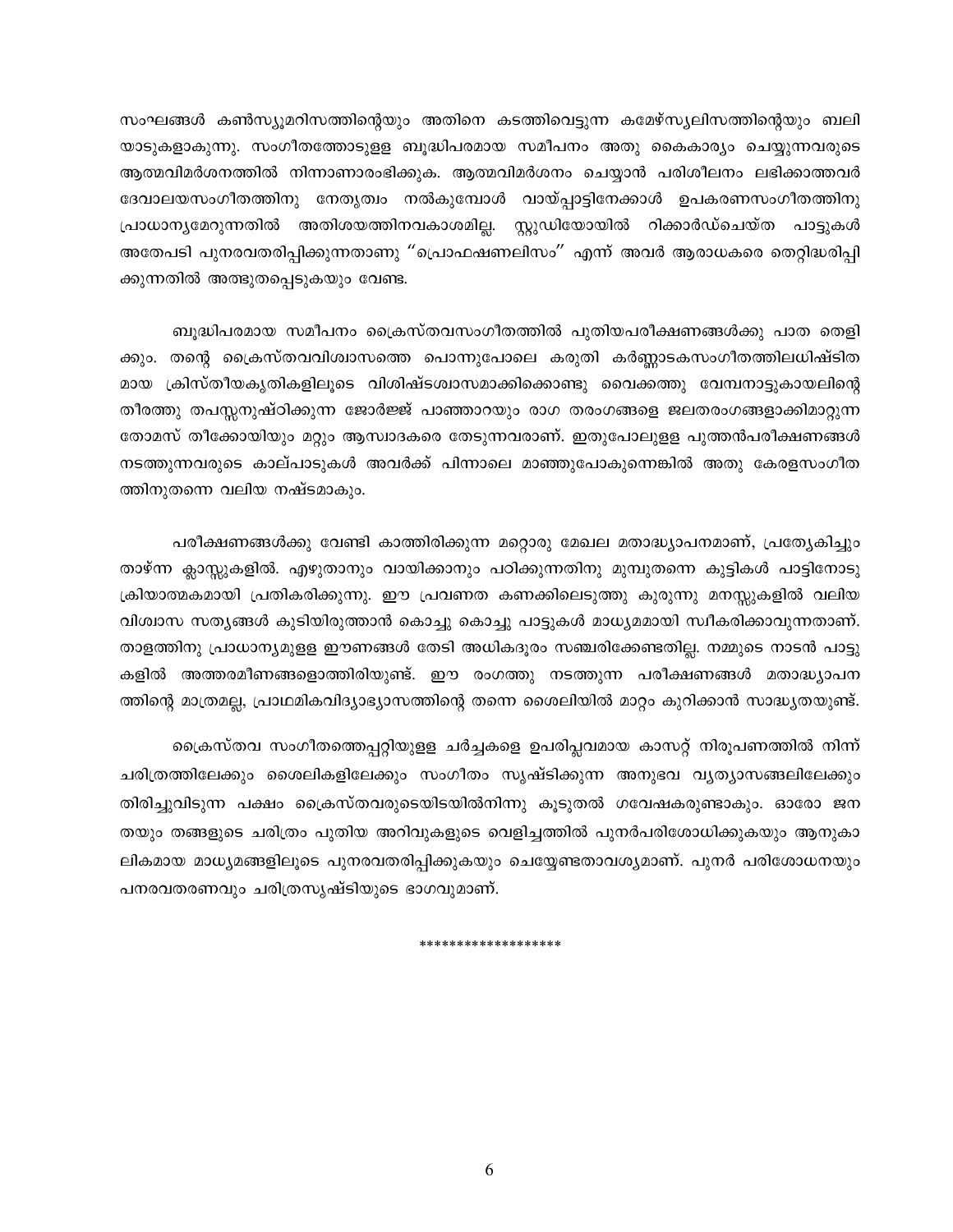സംഘങ്ങൾ കൺസ്യൂമറിസത്തിന്റെയും അതിനെ കടത്തിവെട്ടുന്ന കമേഴ്സ്യലിസത്തിന്റെയും ബലി യാടുകളാകുന്നു. സംഗീതത്തോടുള്ള ബുദ്ധിപരമായ സമീപനം അതു കൈകാര്യം ചെയ്യുന്നവരുടെ ആത്മവിമർശനത്തിൽ നിന്നാണാരംഭിക്കുക. ആത്മവിമർശനം ചെയ്യാൻ പരിശീലനം ലഭിക്കാത്തവർ ദേവാലയസംഗീതത്തിനു നേതൃത്വം നൽകുമ്പോൾ വായ്പ്പാട്ടിനേക്കാൾ ഉപകരണസംഗീതത്തിനു പ്രാധാന്യമേറുന്നതിൽ അതിശയത്തിനവകാശമില്ല. സ്റ്റുഡിയോയിൽ റിക്കാർഡ്ചെയ്ത പാട്ടുകൾ അതേപടി പുനരവതരിപ്പിക്കുന്നതാണു "പ്രൊഫഷണലിസം" എന്ന് അവർ ആരാധകരെ തെറ്റിദ്ധരിപ്പി ക്കുന്നതിൽ അത്ഭുതപ്പെടുകയും വേണ്ട.

ബുദ്ധിപരമായ സമീപനം ക്രൈസ്തവസംഗീതത്തിൽ പുതിയപരീക്ഷണങ്ങൾക്കു പാത തെളി ക്കും. തന്റെ ക്രൈസ്തവവിശ്വാസത്തെ പൊന്നുപോലെ കരുതി കർണ്ണാടകസംഗീതത്തിലധിഷ്ടിത മായ ക്രിസ്തീയകൃതികളിലൂടെ വിശിഷ്ടശ്വാസമാക്കിക്കൊണ്ടു വൈക്കത്തു വേമ്പനാട്ടുകായലിന്റെ തീരത്തു തപസ്സനുഷ്ഠിക്കുന്ന ജോർജ്ജ് പാഞ്ഞാറയും രാഗ തരംഗങ്ങളെ ജലതരംഗങ്ങളാക്കിമാറ്റുന്ന തോമസ് തീക്കോയിയും മറ്റും ആസ്വാദകരെ തേടുന്നവരാണ്. ഇതുപോലുള്ള പുത്തൻപരീക്ഷണങ്ങൾ നടത്തുന്നവരുടെ കാല്പാടുകൾ അവർക്ക് പിന്നാലെ മാഞ്ഞുപോകുന്നെങ്കിൽ അതു കേരളസംഗീത ത്തിനുതന്നെ വലിയ നഷ്ടമാകും.

പരീക്ഷണങ്ങൾക്കു വേണ്ടി കാത്തിരിക്കുന്ന മറ്റൊരു മേഖല മതാദ്ധ്യാപനമാണ്, പ്രത്യേകിച്ചും താഴ്ന്ന ക്ലാസ്സുകളിൽ. എഴുതാനും വായിക്കാനും പഠിക്കുന്നതിനു മുമ്പുതന്നെ കുട്ടികൾ പാട്ടിനോടു ക്രിയാത്മകമായി പ്രതികരിക്കുന്നു. ഈ പ്രവണത കണക്കിലെടുത്തു കുരുന്നു മനസ്സുകളിൽ വലിയ വിശ്വാസ സത്യങ്ങൾ കുടിയിരുത്താൻ കൊച്ചു കൊച്ചു പാട്ടുകൾ മാധ്യമമായി സ്വീകരിക്കാവുന്നതാണ്. താളത്തിനു പ്രാധാന്യമുള്ള ഈണങ്ങൾ തേടി അധികദൂരം സഞ്ചരിക്കേണ്ടതില്ല. നമ്മുടെ നാടൻ പാട്ടു കളിൽ അത്തരമീണങ്ങളൊത്തിരിയുണ്ട്. ഈ രംഗത്തു നടത്തുന്ന പരീക്ഷണങ്ങൾ മതാദ്ധ്യാപന ത്തിന്റെ മാത്രമല്ല, പ്രാഥമികവിദ്യാഭ്യാസത്തിന്റെ തന്നെ ശൈലിയിൽ മാറ്റം കുറിക്കാൻ സാദ്ധ്യതയുണ്ട്.

ക്രൈസ്തവ സംഗീതത്തെപ്പറ്റിയുള്ള ചർച്ചകളെ ഉപരിപ്ലവമായ കാസറ്റ് നിരൂപണത്തിൽ നിന്ന് ചരിത്രത്തിലേക്കും ശൈലികളിലേക്കും സംഗീതം സൃഷ്ടിക്കുന്ന അനുഭവ വ്യത്യാസങ്ങലിലേക്കും തിരിച്ചുവിടുന്ന പക്ഷം ക്രൈസ്തവരുടെയിടയിൽനിന്നു കൂടുതൽ ഗവേഷകരുണ്ടാകും. ഓരോ ജന തയും തങ്ങളുടെ ചരിത്രം പുതിയ അറിവുകളുടെ വെളിച്ചത്തിൽ പുനർപരിശോധിക്കുകയും ആനുകാ ലികമായ മാധ്യമങ്ങളിലൂടെ പുനരവതരിപ്പിക്കുകയും ചെയ്യേണ്ടതാവശ്യമാണ്. പുനർ പരിശോധനയും പനരവതരണവും ചരിത്രസൃഷ്ടിയുടെ ഭാഗവുമാണ്.

******************